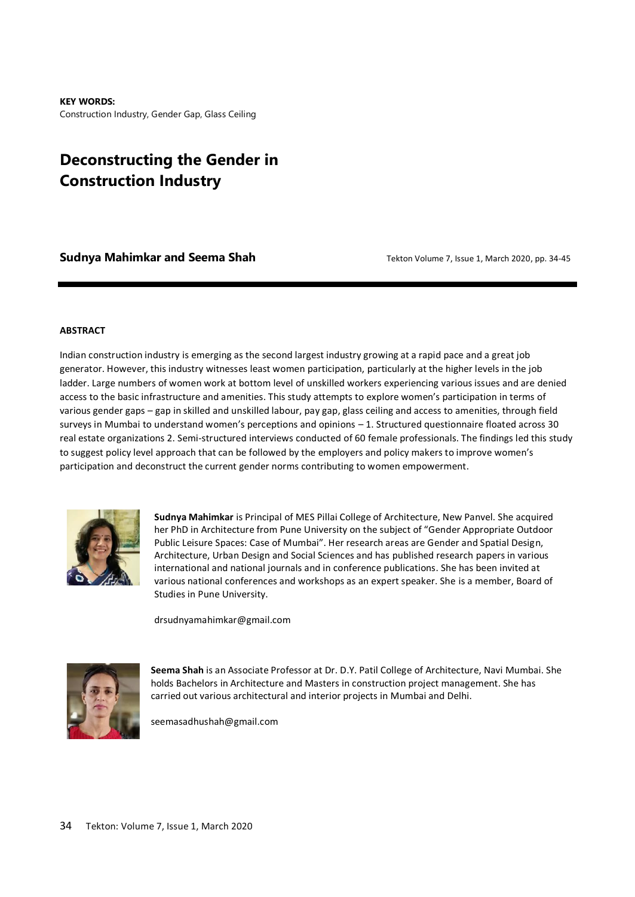**KEY WORDS:**
Construction Industry, Gender Gap, Glass Ceiling

# Deconstructing the Gender in Construction Industry

**Sudnya Mahimkar and Seema Shah**

Tekton Volume 7, Issue 1, March 2020, pp. 34-45

## ABSTRACT

Indian construction industry is emerging as the second largest industry growing at a rapid pace and a great job generator. However, this industry witnesses least women participation, particularly at the higher levels in the job ladder. Large numbers of women work at bottom level of unskilled workers experiencing various issues and are denied access to the basic infrastructure and amenities. This study attempts to explore women's participation in terms of various gender gaps – gap in skilled and unskilled labour, pay gap, glass ceiling and access to amenities, through field surveys in Mumbai to understand women's perceptions and opinions – 1. Structured questionnaire floated across 30 real estate organizations 2. Semi-structured interviews conducted of 60 female professionals. The findings led this study to suggest policy level approach that can be followed by the employers and policy makers to improve women's participation and deconstruct the current gender norms contributing to women empowerment.

**Sudnya Mahimkar** is Principal of MES Pillai College of Architecture, New Panvel. She acquired her PhD in Architecture from Pune University on the subject of "Gender Appropriate Outdoor Public Leisure Spaces: Case of Mumbai". Her research areas are Gender and Spatial Design, Architecture, Urban Design and Social Sciences and has published research papers in various international and national journals and in conference publications. She has been invited at various national conferences and workshops as an expert speaker. She is a member, Board of Studies in Pune University.

drsudnyamahimkar@gmail.com

**Seema Shah** is an Associate Professor at Dr. D.Y. Patil College of Architecture, Navi Mumbai. She holds Bachelors in Architecture and Masters in construction project management. She has carried out various architectural and interior projects in Mumbai and Delhi.

seemasadhushah@gmail.com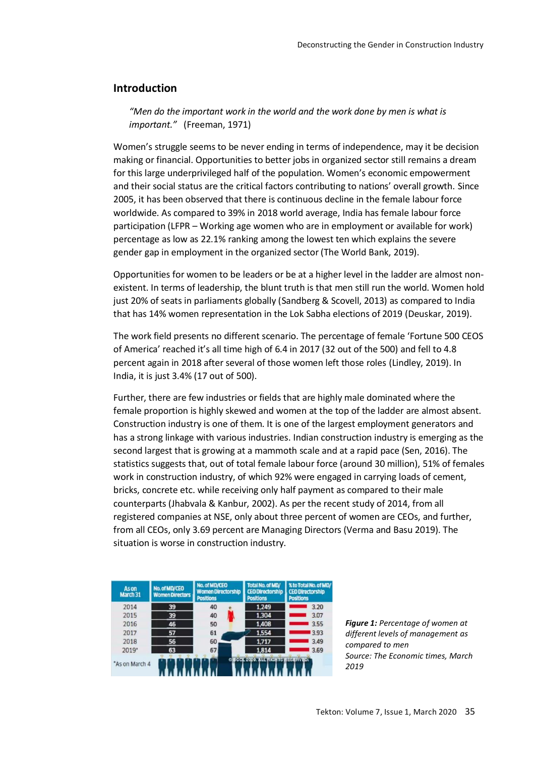## Introduction

> *"Men do the important work in the world and the work done by men is what is important."* (Freeman, 1971)

Women's struggle seems to be never ending in terms of independence, may it be decision making or financial. Opportunities to better jobs in organized sector still remains a dream for this large underprivileged half of the population. Women's economic empowerment and their social status are the critical factors contributing to nations' overall growth. Since 2005, it has been observed that there is continuous decline in the female labour force worldwide. As compared to 39% in 2018 world average, India has female labour force participation (LFPR – Working age women who are in employment or available for work) percentage as low as 22.1% ranking among the lowest ten which explains the severe gender gap in employment in the organized sector (The World Bank, 2019).

Opportunities for women to be leaders or be at a higher level in the ladder are almost non-existent. In terms of leadership, the blunt truth is that men still run the world. Women hold just 20% of seats in parliaments globally (Sandberg & Scovell, 2013) as compared to India that has 14% women representation in the Lok Sabha elections of 2019 (Deuskar, 2019).

The work field presents no different scenario. The percentage of female 'Fortune 500 CEOS of America' reached it's all time high of 6.4 in 2017 (32 out of the 500) and fell to 4.8 percent again in 2018 after several of those women left those roles (Lindley, 2019). In India, it is just 3.4% (17 out of 500).

Further, there are few industries or fields that are highly male dominated where the female proportion is highly skewed and women at the top of the ladder are almost absent. Construction industry is one of them. It is one of the largest employment generators and has a strong linkage with various industries. Indian construction industry is emerging as the second largest that is growing at a mammoth scale and at a rapid pace (Sen, 2016). The statistics suggests that, out of total female labour force (around 30 million), 51% of females work in construction industry, of which 92% were engaged in carrying loads of cement, bricks, concrete etc. while receiving only half payment as compared to their male counterparts (Jhabvala & Kanbur, 2002). As per the recent study of 2014, from all registered companies at NSE, only about three percent of women are CEOs, and further, from all CEOs, only 3.69 percent are Managing Directors (Verma and Basu 2019). The situation is worse in construction industry.

| As on March 31 | No. of MD/CEO Women Directors | No. of MD/CEO Women Directorship Positions | Total No. of MD/CEO Directorship Positions | % to Total No. of MD/CEO Directorship Positions |
|---|---|---|---|---|
| 2014 | 39 | 40 | 1,249 | 3.20 |
| 2015 | 39 | 40 | 1,304 | 3.07 |
| 2016 | 46 | 50 | 1,408 | 3.55 |
| 2017 | 57 | 61 | 1,554 | 3.93 |
| 2018 | 56 | 60 | 1,717 | 3.49 |
| 2019* | 63 | 67 | 1,814 | 3.69 |

*As on March 4

© BCCL 2020. ALL RIGHTS RESERVED

***Figure 1:*** *Percentage of women at different levels of management as compared to men*
*Source: The Economic times, March 2019*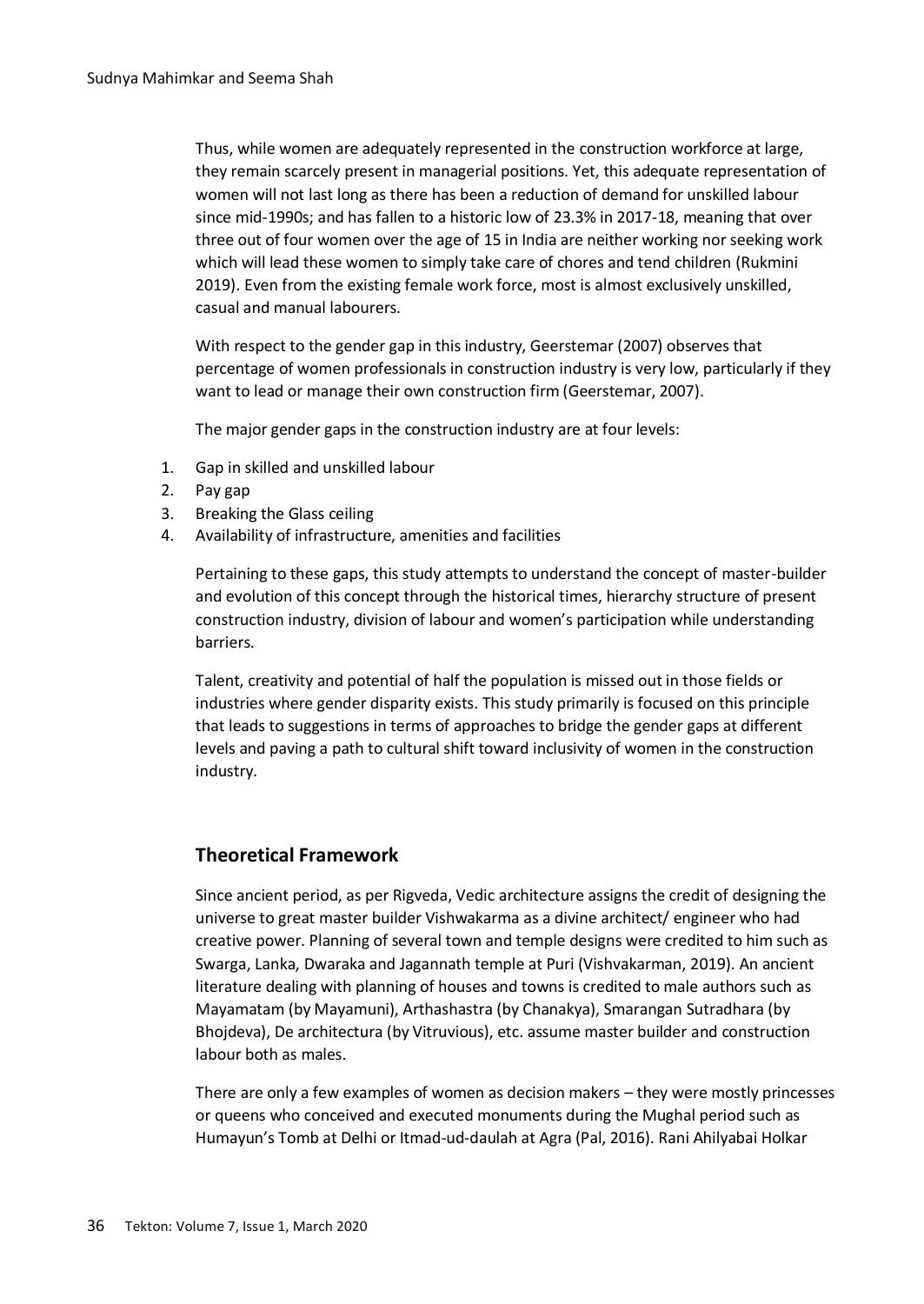Thus, while women are adequately represented in the construction workforce at large, they remain scarcely present in managerial positions. Yet, this adequate representation of women will not last long as there has been a reduction of demand for unskilled labour since mid-1990s; and has fallen to a historic low of 23.3% in 2017-18, meaning that over three out of four women over the age of 15 in India are neither working nor seeking work which will lead these women to simply take care of chores and tend children (Rukmini 2019). Even from the existing female work force, most is almost exclusively unskilled, casual and manual labourers.

With respect to the gender gap in this industry, Geerstemar (2007) observes that percentage of women professionals in construction industry is very low, particularly if they want to lead or manage their own construction firm (Geerstemar, 2007).

The major gender gaps in the construction industry are at four levels:

1. Gap in skilled and unskilled labour
2. Pay gap
3. Breaking the Glass ceiling
4. Availability of infrastructure, amenities and facilities

Pertaining to these gaps, this study attempts to understand the concept of master-builder and evolution of this concept through the historical times, hierarchy structure of present construction industry, division of labour and women's participation while understanding barriers.

Talent, creativity and potential of half the population is missed out in those fields or industries where gender disparity exists. This study primarily is focused on this principle that leads to suggestions in terms of approaches to bridge the gender gaps at different levels and paving a path to cultural shift toward inclusivity of women in the construction industry.

## Theoretical Framework

Since ancient period, as per Rigveda, Vedic architecture assigns the credit of designing the universe to great master builder Vishwakarma as a divine architect/ engineer who had creative power. Planning of several town and temple designs were credited to him such as Swarga, Lanka, Dwaraka and Jagannath temple at Puri (Vishvakarman, 2019). An ancient literature dealing with planning of houses and towns is credited to male authors such as Mayamatam (by Mayamuni), Arthashastra (by Chanakya), Smarangan Sutradhara (by Bhojdeva), De architectura (by Vitruvious), etc. assume master builder and construction labour both as males.

There are only a few examples of women as decision makers – they were mostly princesses or queens who conceived and executed monuments during the Mughal period such as Humayun's Tomb at Delhi or Itmad-ud-daulah at Agra (Pal, 2016). Rani Ahilyabai Holkar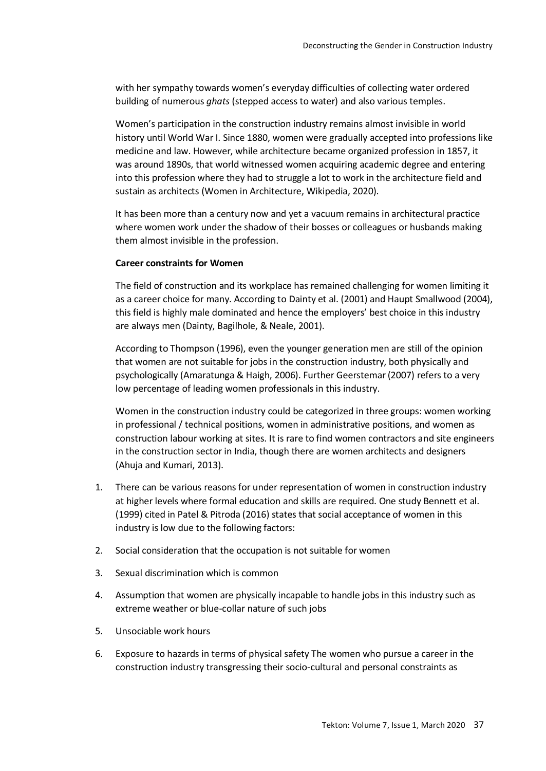with her sympathy towards women's everyday difficulties of collecting water ordered building of numerous *ghats* (stepped access to water) and also various temples.

Women's participation in the construction industry remains almost invisible in world history until World War I. Since 1880, women were gradually accepted into professions like medicine and law. However, while architecture became organized profession in 1857, it was around 1890s, that world witnessed women acquiring academic degree and entering into this profession where they had to struggle a lot to work in the architecture field and sustain as architects (Women in Architecture, Wikipedia, 2020).

It has been more than a century now and yet a vacuum remains in architectural practice where women work under the shadow of their bosses or colleagues or husbands making them almost invisible in the profession.

**Career constraints for Women**

The field of construction and its workplace has remained challenging for women limiting it as a career choice for many. According to Dainty et al. (2001) and Haupt Smallwood (2004), this field is highly male dominated and hence the employers' best choice in this industry are always men (Dainty, Bagilhole, & Neale, 2001).

According to Thompson (1996), even the younger generation men are still of the opinion that women are not suitable for jobs in the construction industry, both physically and psychologically (Amaratunga & Haigh, 2006). Further Geerstemar (2007) refers to a very low percentage of leading women professionals in this industry.

Women in the construction industry could be categorized in three groups: women working in professional / technical positions, women in administrative positions, and women as construction labour working at sites. It is rare to find women contractors and site engineers in the construction sector in India, though there are women architects and designers (Ahuja and Kumari, 2013).

1. There can be various reasons for under representation of women in construction industry at higher levels where formal education and skills are required. One study Bennett et al. (1999) cited in Patel & Pitroda (2016) states that social acceptance of women in this industry is low due to the following factors:
2. Social consideration that the occupation is not suitable for women
3. Sexual discrimination which is common
4. Assumption that women are physically incapable to handle jobs in this industry such as extreme weather or blue-collar nature of such jobs
5. Unsociable work hours
6. Exposure to hazards in terms of physical safety The women who pursue a career in the construction industry transgressing their socio-cultural and personal constraints as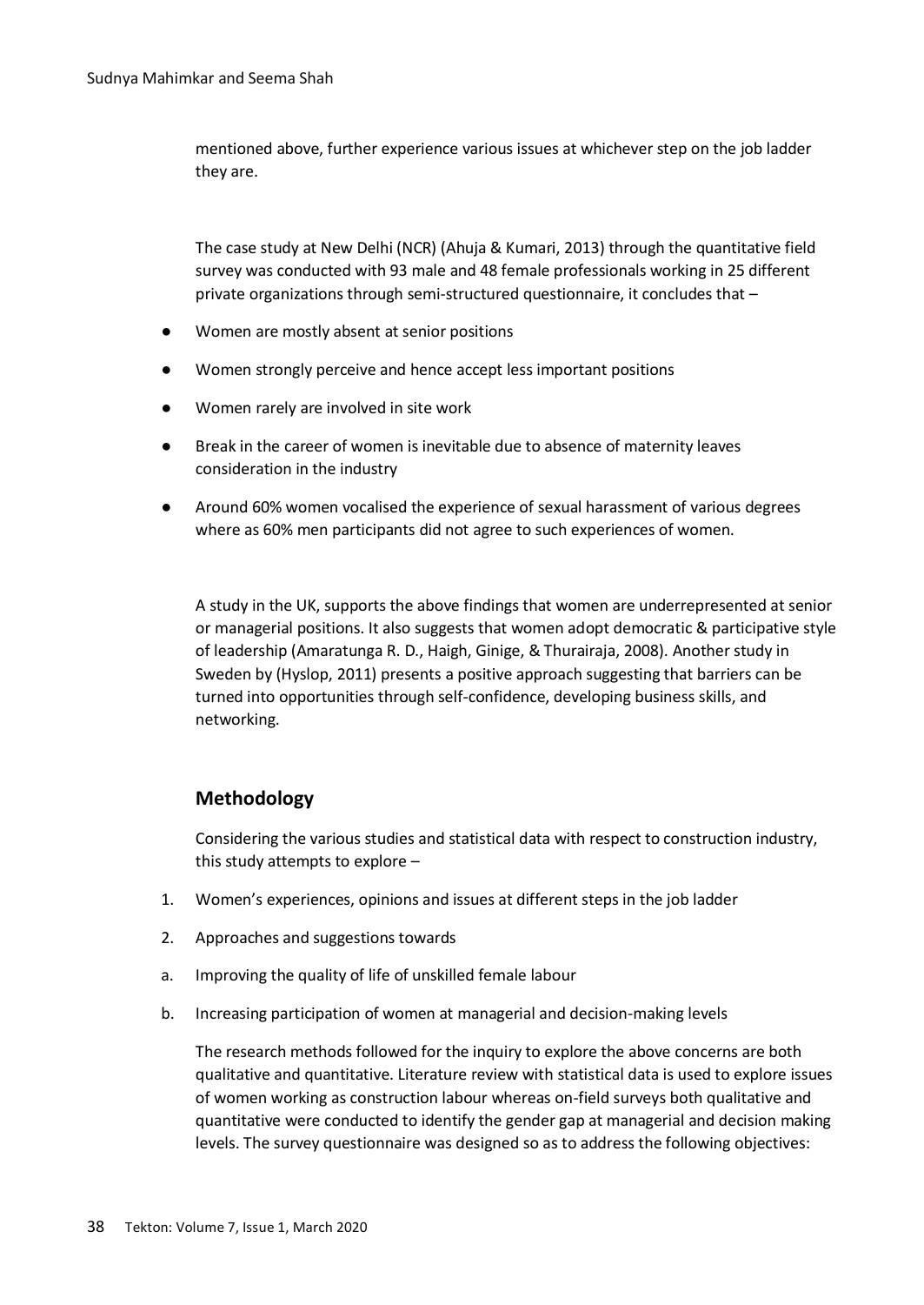mentioned above, further experience various issues at whichever step on the job ladder they are.

The case study at New Delhi (NCR) (Ahuja & Kumari, 2013) through the quantitative field survey was conducted with 93 male and 48 female professionals working in 25 different private organizations through semi-structured questionnaire, it concludes that –

- Women are mostly absent at senior positions
- Women strongly perceive and hence accept less important positions
- Women rarely are involved in site work
- Break in the career of women is inevitable due to absence of maternity leaves consideration in the industry
- Around 60% women vocalised the experience of sexual harassment of various degrees where as 60% men participants did not agree to such experiences of women.

A study in the UK, supports the above findings that women are underrepresented at senior or managerial positions. It also suggests that women adopt democratic & participative style of leadership (Amaratunga R. D., Haigh, Ginige, & Thurairaja, 2008). Another study in Sweden by (Hyslop, 2011) presents a positive approach suggesting that barriers can be turned into opportunities through self-confidence, developing business skills, and networking.

## Methodology

Considering the various studies and statistical data with respect to construction industry, this study attempts to explore –

1. Women's experiences, opinions and issues at different steps in the job ladder
2. Approaches and suggestions towards

a. Improving the quality of life of unskilled female labour

b. Increasing participation of women at managerial and decision-making levels

The research methods followed for the inquiry to explore the above concerns are both qualitative and quantitative. Literature review with statistical data is used to explore issues of women working as construction labour whereas on-field surveys both qualitative and quantitative were conducted to identify the gender gap at managerial and decision making levels. The survey questionnaire was designed so as to address the following objectives: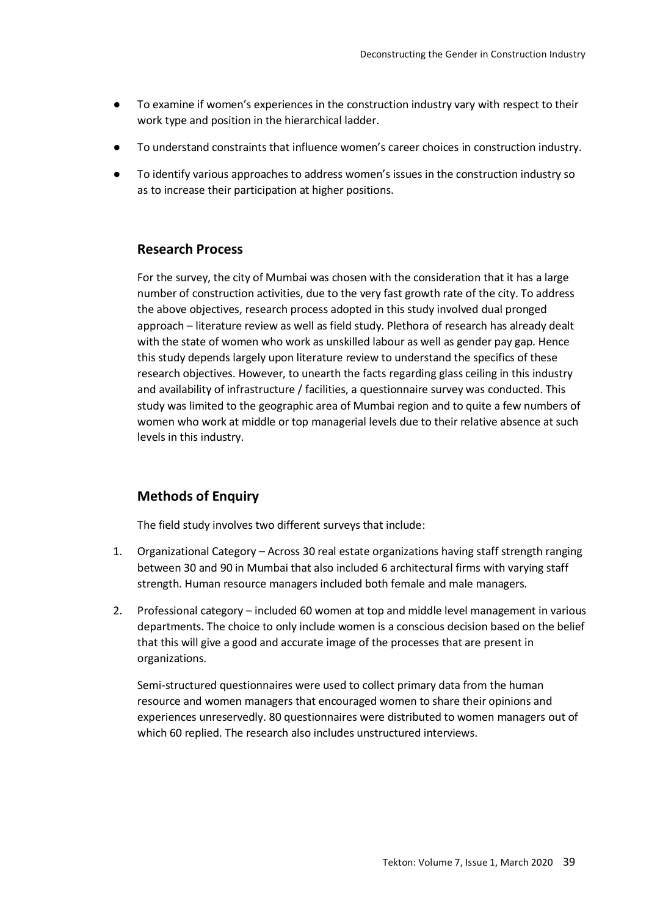- To examine if women's experiences in the construction industry vary with respect to their work type and position in the hierarchical ladder.
- To understand constraints that influence women's career choices in construction industry.
- To identify various approaches to address women's issues in the construction industry so as to increase their participation at higher positions.

## Research Process

For the survey, the city of Mumbai was chosen with the consideration that it has a large number of construction activities, due to the very fast growth rate of the city. To address the above objectives, research process adopted in this study involved dual pronged approach – literature review as well as field study. Plethora of research has already dealt with the state of women who work as unskilled labour as well as gender pay gap. Hence this study depends largely upon literature review to understand the specifics of these research objectives. However, to unearth the facts regarding glass ceiling in this industry and availability of infrastructure / facilities, a questionnaire survey was conducted. This study was limited to the geographic area of Mumbai region and to quite a few numbers of women who work at middle or top managerial levels due to their relative absence at such levels in this industry.

## Methods of Enquiry

The field study involves two different surveys that include:

1. Organizational Category – Across 30 real estate organizations having staff strength ranging between 30 and 90 in Mumbai that also included 6 architectural firms with varying staff strength. Human resource managers included both female and male managers.
2. Professional category – included 60 women at top and middle level management in various departments. The choice to only include women is a conscious decision based on the belief that this will give a good and accurate image of the processes that are present in organizations.

   Semi-structured questionnaires were used to collect primary data from the human resource and women managers that encouraged women to share their opinions and experiences unreservedly. 80 questionnaires were distributed to women managers out of which 60 replied. The research also includes unstructured interviews.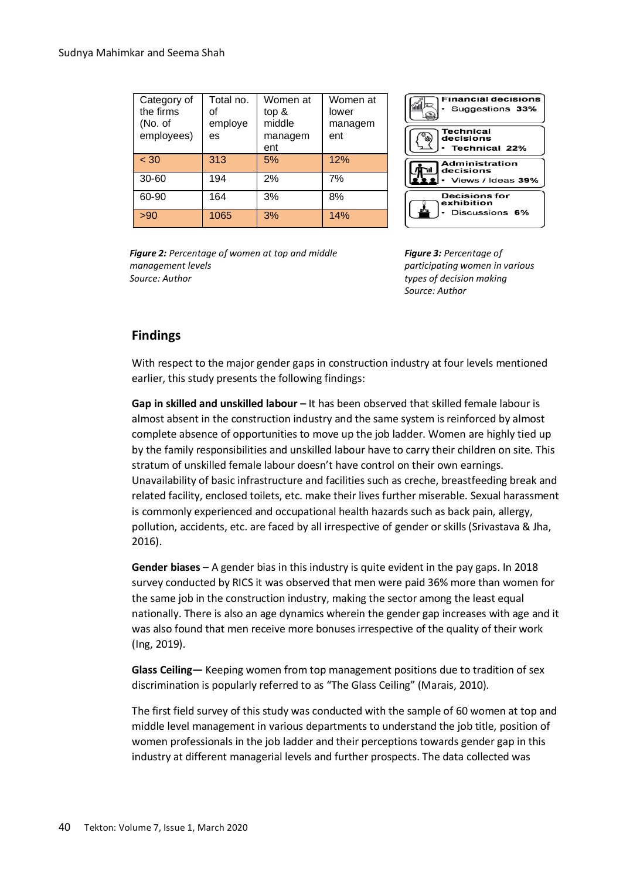| Category of the firms (No. of employees) | Total no. of employees | Women at top & middle management | Women at lower management |
|---|---|---|---|
| < 30 | 313 | 5% | 12% |
| 30-60 | 194 | 2% | 7% |
| 60-90 | 164 | 3% | 8% |
| >90 | 1065 | 3% | 14% |

***Figure 2:*** *Percentage of women at top and middle management levels*
*Source: Author*

| Type of decision | Participation |
|---|---|
| Financial decisions | Suggestions 33% |
| Technical decisions | Technical 22% |
| Administration decisions | Views / Ideas 39% |
| Decisions for exhibition | Discussions 6% |

***Figure 3:*** *Percentage of participating women in various types of decision making*
*Source: Author*

## Findings

With respect to the major gender gaps in construction industry at four levels mentioned earlier, this study presents the following findings:

**Gap in skilled and unskilled labour –** It has been observed that skilled female labour is almost absent in the construction industry and the same system is reinforced by almost complete absence of opportunities to move up the job ladder. Women are highly tied up by the family responsibilities and unskilled labour have to carry their children on site. This stratum of unskilled female labour doesn't have control on their own earnings. Unavailability of basic infrastructure and facilities such as creche, breastfeeding break and related facility, enclosed toilets, etc. make their lives further miserable. Sexual harassment is commonly experienced and occupational health hazards such as back pain, allergy, pollution, accidents, etc. are faced by all irrespective of gender or skills (Srivastava & Jha, 2016).

**Gender biases** – A gender bias in this industry is quite evident in the pay gaps. In 2018 survey conducted by RICS it was observed that men were paid 36% more than women for the same job in the construction industry, making the sector among the least equal nationally. There is also an age dynamics wherein the gender gap increases with age and it was also found that men receive more bonuses irrespective of the quality of their work (Ing, 2019).

**Glass Ceiling—** Keeping women from top management positions due to tradition of sex discrimination is popularly referred to as "The Glass Ceiling" (Marais, 2010).

The first field survey of this study was conducted with the sample of 60 women at top and middle level management in various departments to understand the job title, position of women professionals in the job ladder and their perceptions towards gender gap in this industry at different managerial levels and further prospects. The data collected was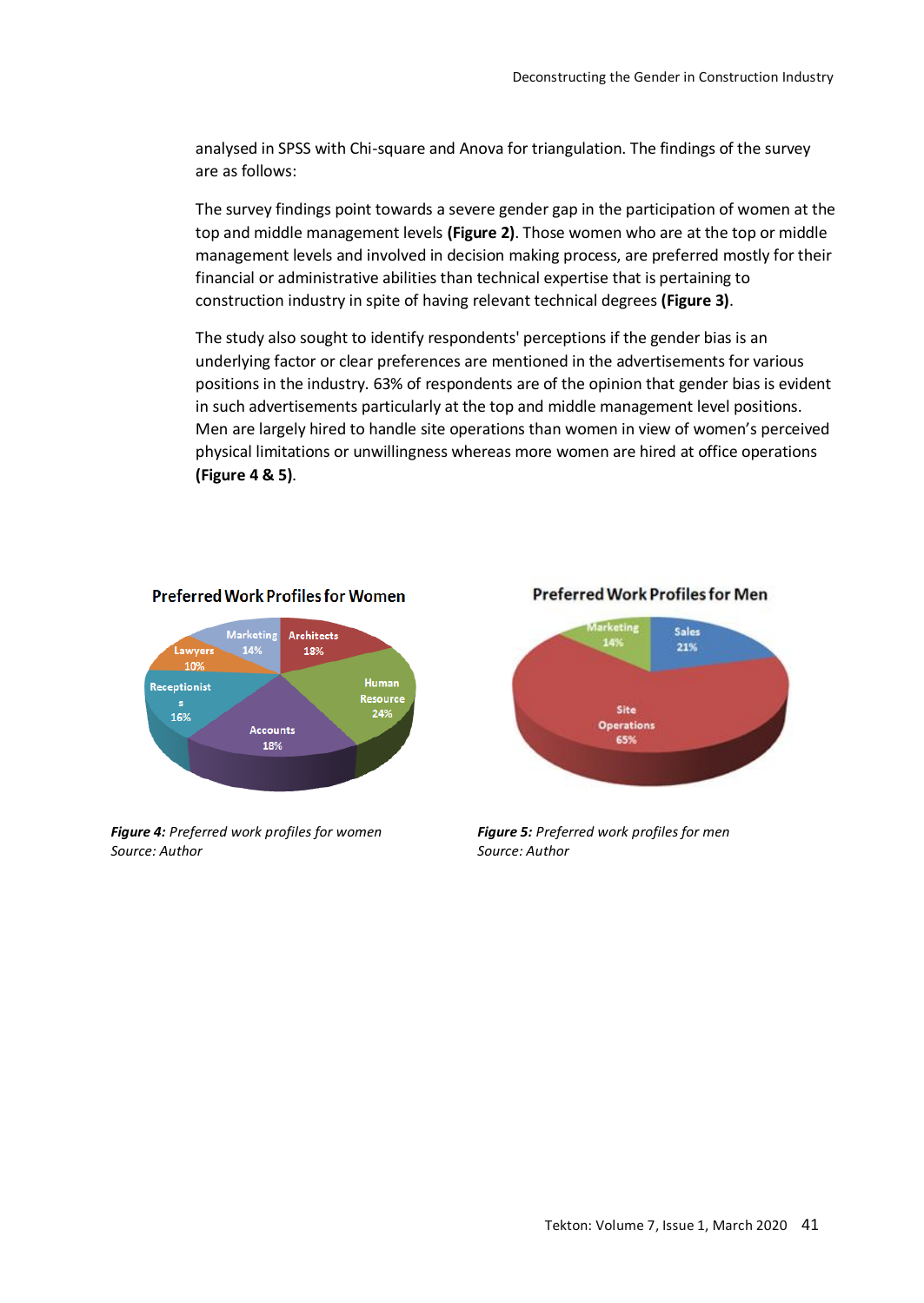analysed in SPSS with Chi-square and Anova for triangulation. The findings of the survey are as follows:

The survey findings point towards a severe gender gap in the participation of women at the top and middle management levels **(Figure 2)**. Those women who are at the top or middle management levels and involved in decision making process, are preferred mostly for their financial or administrative abilities than technical expertise that is pertaining to construction industry in spite of having relevant technical degrees **(Figure 3)**.

The study also sought to identify respondents' perceptions if the gender bias is an underlying factor or clear preferences are mentioned in the advertisements for various positions in the industry. 63% of respondents are of the opinion that gender bias is evident in such advertisements particularly at the top and middle management level positions. Men are largely hired to handle site operations than women in view of women's perceived physical limitations or unwillingness whereas more women are hired at office operations **(Figure 4 & 5)**.

***Figure 4:*** *Preferred work profiles for women*
*Source: Author*

***Figure 5:*** *Preferred work profiles for men*
*Source: Author*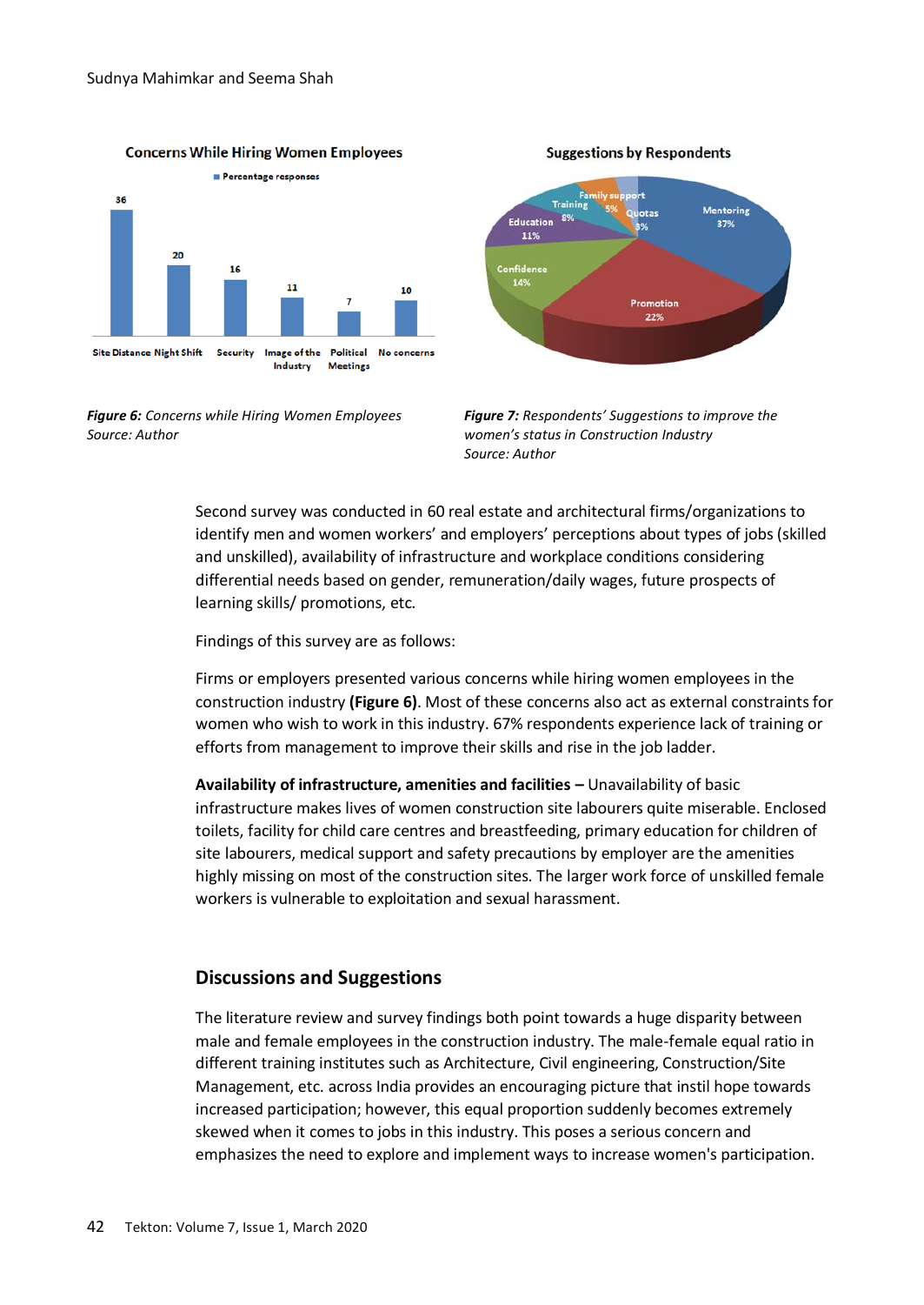*Figure 6: Concerns while Hiring Women Employees*
*Source: Author*

*Figure 7: Respondents' Suggestions to improve the women's status in Construction Industry*
*Source: Author*

Second survey was conducted in 60 real estate and architectural firms/organizations to identify men and women workers' and employers' perceptions about types of jobs (skilled and unskilled), availability of infrastructure and workplace conditions considering differential needs based on gender, remuneration/daily wages, future prospects of learning skills/ promotions, etc.

Findings of this survey are as follows:

Firms or employers presented various concerns while hiring women employees in the construction industry **(Figure 6)**. Most of these concerns also act as external constraints for women who wish to work in this industry. 67% respondents experience lack of training or efforts from management to improve their skills and rise in the job ladder.

**Availability of infrastructure, amenities and facilities –** Unavailability of basic infrastructure makes lives of women construction site labourers quite miserable. Enclosed toilets, facility for child care centres and breastfeeding, primary education for children of site labourers, medical support and safety precautions by employer are the amenities highly missing on most of the construction sites. The larger work force of unskilled female workers is vulnerable to exploitation and sexual harassment.

## Discussions and Suggestions

The literature review and survey findings both point towards a huge disparity between male and female employees in the construction industry. The male-female equal ratio in different training institutes such as Architecture, Civil engineering, Construction/Site Management, etc. across India provides an encouraging picture that instil hope towards increased participation; however, this equal proportion suddenly becomes extremely skewed when it comes to jobs in this industry. This poses a serious concern and emphasizes the need to explore and implement ways to increase women's participation.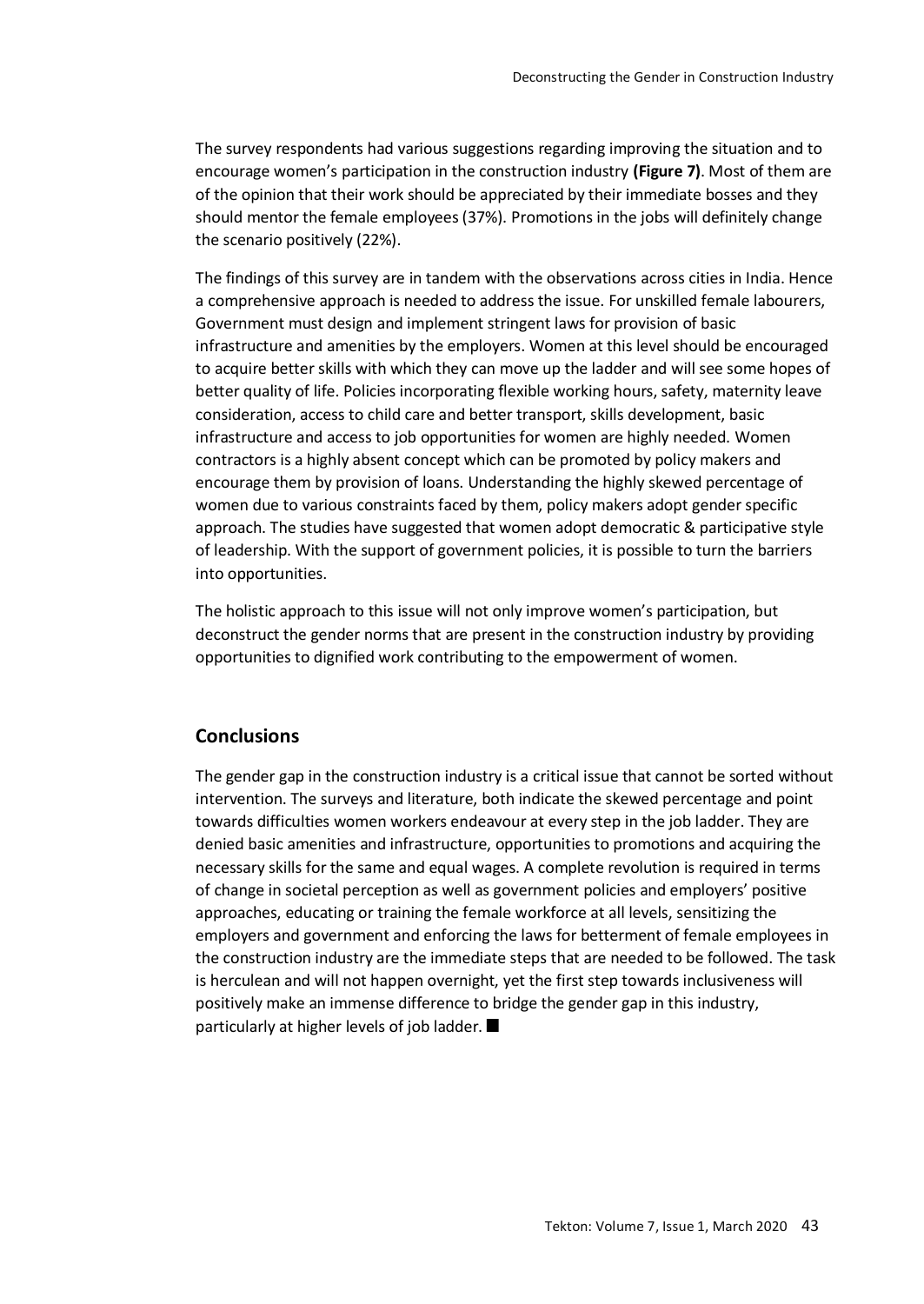The survey respondents had various suggestions regarding improving the situation and to encourage women's participation in the construction industry **(Figure 7)**. Most of them are of the opinion that their work should be appreciated by their immediate bosses and they should mentor the female employees (37%). Promotions in the jobs will definitely change the scenario positively (22%).

The findings of this survey are in tandem with the observations across cities in India. Hence a comprehensive approach is needed to address the issue. For unskilled female labourers, Government must design and implement stringent laws for provision of basic infrastructure and amenities by the employers. Women at this level should be encouraged to acquire better skills with which they can move up the ladder and will see some hopes of better quality of life. Policies incorporating flexible working hours, safety, maternity leave consideration, access to child care and better transport, skills development, basic infrastructure and access to job opportunities for women are highly needed. Women contractors is a highly absent concept which can be promoted by policy makers and encourage them by provision of loans. Understanding the highly skewed percentage of women due to various constraints faced by them, policy makers adopt gender specific approach. The studies have suggested that women adopt democratic & participative style of leadership. With the support of government policies, it is possible to turn the barriers into opportunities.

The holistic approach to this issue will not only improve women's participation, but deconstruct the gender norms that are present in the construction industry by providing opportunities to dignified work contributing to the empowerment of women.

## Conclusions

The gender gap in the construction industry is a critical issue that cannot be sorted without intervention. The surveys and literature, both indicate the skewed percentage and point towards difficulties women workers endeavour at every step in the job ladder. They are denied basic amenities and infrastructure, opportunities to promotions and acquiring the necessary skills for the same and equal wages. A complete revolution is required in terms of change in societal perception as well as government policies and employers' positive approaches, educating or training the female workforce at all levels, sensitizing the employers and government and enforcing the laws for betterment of female employees in the construction industry are the immediate steps that are needed to be followed. The task is herculean and will not happen overnight, yet the first step towards inclusiveness will positively make an immense difference to bridge the gender gap in this industry, particularly at higher levels of job ladder. ■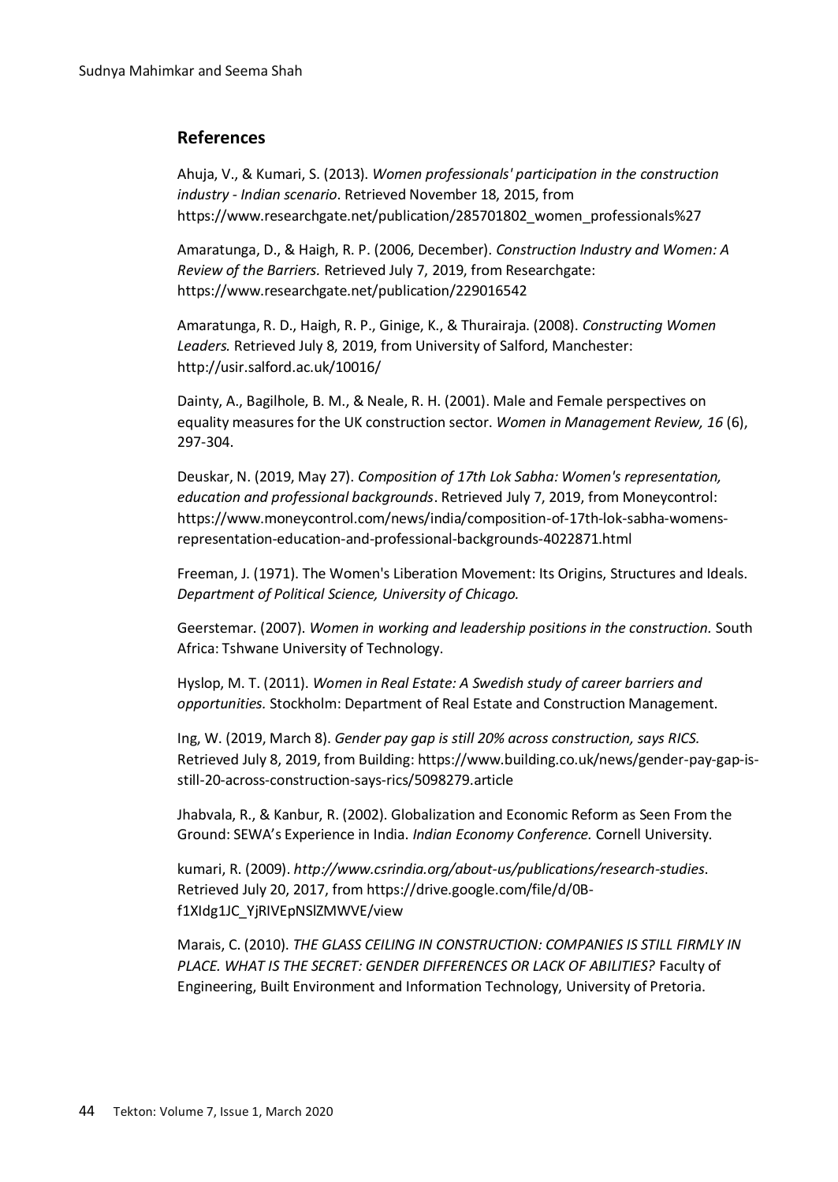## References

Ahuja, V., & Kumari, S. (2013). *Women professionals' participation in the construction industry - Indian scenario*. Retrieved November 18, 2015, from https://www.researchgate.net/publication/285701802_women_professionals%27

Amaratunga, D., & Haigh, R. P. (2006, December). *Construction Industry and Women: A Review of the Barriers.* Retrieved July 7, 2019, from Researchgate: https://www.researchgate.net/publication/229016542

Amaratunga, R. D., Haigh, R. P., Ginige, K., & Thurairaja. (2008). *Constructing Women Leaders.* Retrieved July 8, 2019, from University of Salford, Manchester: http://usir.salford.ac.uk/10016/

Dainty, A., Bagilhole, B. M., & Neale, R. H. (2001). Male and Female perspectives on equality measures for the UK construction sector. *Women in Management Review, 16* (6), 297-304.

Deuskar, N. (2019, May 27). *Composition of 17th Lok Sabha: Women's representation, education and professional backgrounds*. Retrieved July 7, 2019, from Moneycontrol: https://www.moneycontrol.com/news/india/composition-of-17th-lok-sabha-womens-representation-education-and-professional-backgrounds-4022871.html

Freeman, J. (1971). The Women's Liberation Movement: Its Origins, Structures and Ideals. *Department of Political Science, University of Chicago.*

Geerstemar. (2007). *Women in working and leadership positions in the construction.* South Africa: Tshwane University of Technology.

Hyslop, M. T. (2011). *Women in Real Estate: A Swedish study of career barriers and opportunities.* Stockholm: Department of Real Estate and Construction Management.

Ing, W. (2019, March 8). *Gender pay gap is still 20% across construction, says RICS.* Retrieved July 8, 2019, from Building: https://www.building.co.uk/news/gender-pay-gap-is-still-20-across-construction-says-rics/5098279.article

Jhabvala, R., & Kanbur, R. (2002). Globalization and Economic Reform as Seen From the Ground: SEWA's Experience in India. *Indian Economy Conference.* Cornell University.

kumari, R. (2009). *http://www.csrindia.org/about-us/publications/research-studies*. Retrieved July 20, 2017, from https://drive.google.com/file/d/0B-f1XIdg1JC_YjRIVEpNSlZMWVE/view

Marais, C. (2010). *THE GLASS CEILING IN CONSTRUCTION: COMPANIES IS STILL FIRMLY IN PLACE. WHAT IS THE SECRET: GENDER DIFFERENCES OR LACK OF ABILITIES?* Faculty of Engineering, Built Environment and Information Technology, University of Pretoria.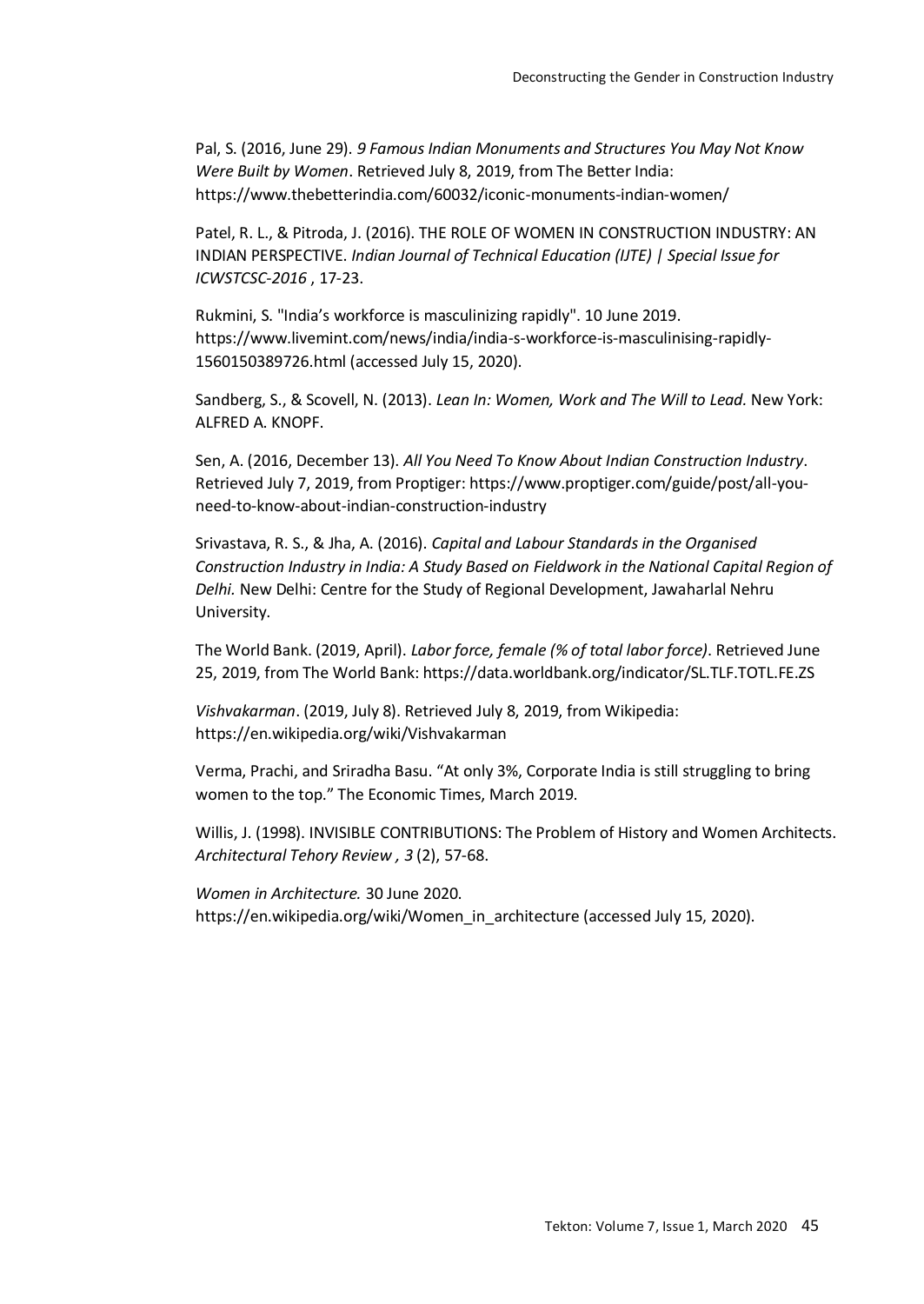Pal, S. (2016, June 29). *9 Famous Indian Monuments and Structures You May Not Know Were Built by Women*. Retrieved July 8, 2019, from The Better India: https://www.thebetterindia.com/60032/iconic-monuments-indian-women/

Patel, R. L., & Pitroda, J. (2016). THE ROLE OF WOMEN IN CONSTRUCTION INDUSTRY: AN INDIAN PERSPECTIVE. *Indian Journal of Technical Education (IJTE) | Special Issue for ICWSTCSC-2016* , 17-23.

Rukmini, S. "India's workforce is masculinizing rapidly". 10 June 2019. https://www.livemint.com/news/india/india-s-workforce-is-masculinising-rapidly-1560150389726.html (accessed July 15, 2020).

Sandberg, S., & Scovell, N. (2013). *Lean In: Women, Work and The Will to Lead.* New York: ALFRED A. KNOPF.

Sen, A. (2016, December 13). *All You Need To Know About Indian Construction Industry*. Retrieved July 7, 2019, from Proptiger: https://www.proptiger.com/guide/post/all-you-need-to-know-about-indian-construction-industry

Srivastava, R. S., & Jha, A. (2016). *Capital and Labour Standards in the Organised Construction Industry in India: A Study Based on Fieldwork in the National Capital Region of Delhi.* New Delhi: Centre for the Study of Regional Development, Jawaharlal Nehru University.

The World Bank. (2019, April). *Labor force, female (% of total labor force)*. Retrieved June 25, 2019, from The World Bank: https://data.worldbank.org/indicator/SL.TLF.TOTL.FE.ZS

*Vishvakarman*. (2019, July 8). Retrieved July 8, 2019, from Wikipedia: https://en.wikipedia.org/wiki/Vishvakarman

Verma, Prachi, and Sriradha Basu. "At only 3%, Corporate India is still struggling to bring women to the top." The Economic Times, March 2019.

Willis, J. (1998). INVISIBLE CONTRIBUTIONS: The Problem of History and Women Architects. *Architectural Tehory Review , 3* (2), 57-68.

*Women in Architecture.* 30 June 2020. https://en.wikipedia.org/wiki/Women_in_architecture (accessed July 15, 2020).